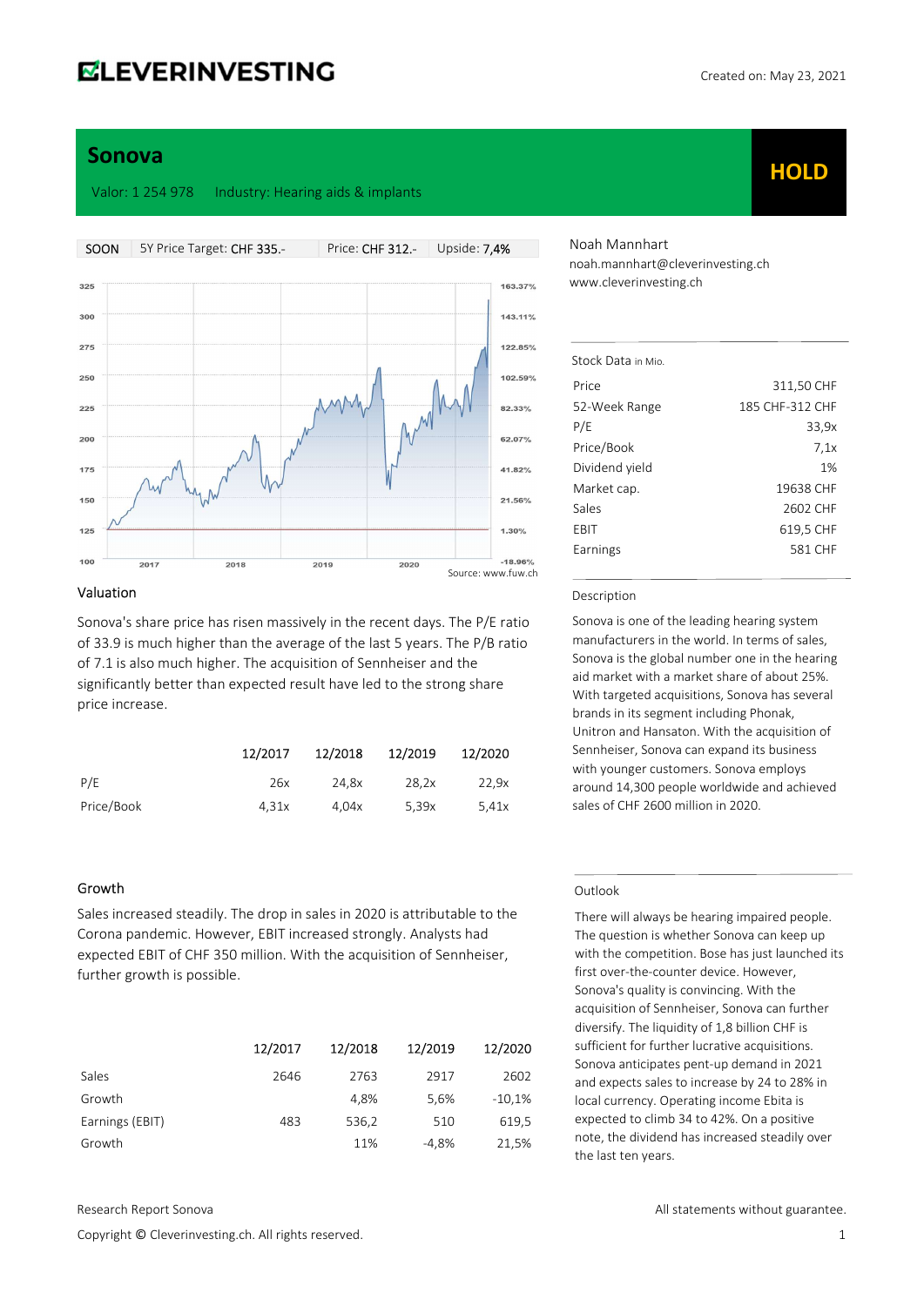**ELEVERINVESTING**

Created on: May 23, 2021

# Sonova

**HOLD**

Valor: 1 254 978 Industry: Hearing aids & implants

| SOON | 5Y Price Target: CHF 335.- | Price: CHF 312.- | Upside: 7,4% |
|---|---|---|---|

Source: www.fuw.ch

Noah Mannhart
noah.mannhart@cleverinvesting.ch
www.cleverinvesting.ch

## Valuation

Sonova's share price has risen massively in the recent days. The P/E ratio of 33.9 is much higher than the average of the last 5 years. The P/B ratio of 7.1 is also much higher. The acquisition of Sennheiser and the significantly better than expected result have led to the strong share price increase.

| | 12/2017 | 12/2018 | 12/2019 | 12/2020 |
|---|---|---|---|---|
| P/E | 26x | 24,8x | 28,2x | 22,9x |
| Price/Book | 4,31x | 4,04x | 5,39x | 5,41x |

## Growth

Sales increased steadily. The drop in sales in 2020 is attributable to the Corona pandemic. However, EBIT increased strongly. Analysts had expected EBIT of CHF 350 million. With the acquisition of Sennheiser, further growth is possible.

| | 12/2017 | 12/2018 | 12/2019 | 12/2020 |
|---|---|---|---|---|
| Sales | 2646 | 2763 | 2917 | 2602 |
| Growth | | 4,8% | 5,6% | -10,1% |
| Earnings (EBIT) | 483 | 536,2 | 510 | 619,5 |
| Growth | | 11% | -4,8% | 21,5% |

## Stock Data in Mio.

| | |
|---|---|
| Price | 311,50 CHF |
| 52-Week Range | 185 CHF-312 CHF |
| P/E | 33,9x |
| Price/Book | 7,1x |
| Dividend yield | 1% |
| Market cap. | 19638 CHF |
| Sales | 2602 CHF |
| EBIT | 619,5 CHF |
| Earnings | 581 CHF |

## Description

Sonova is one of the leading hearing system manufacturers in the world. In terms of sales, Sonova is the global number one in the hearing aid market with a market share of about 25%. With targeted acquisitions, Sonova has several brands in its segment including Phonak, Unitron and Hansaton. With the acquisition of Sennheiser, Sonova can expand its business with younger customers. Sonova employs around 14,300 people worldwide and achieved sales of CHF 2600 million in 2020.

## Outlook

There will always be hearing impaired people. The question is whether Sonova can keep up with the competition. Bose has just launched its first over-the-counter device. However, Sonova's quality is convincing. With the acquisition of Sennheiser, Sonova can further diversify. The liquidity of 1,8 billion CHF is sufficient for further lucrative acquisitions. Sonova anticipates pent-up demand in 2021 and expects sales to increase by 24 to 28% in local currency. Operating income Ebita is expected to climb 34 to 42%. On a positive note, the dividend has increased steadily over the last ten years.

Research Report Sonova

All statements without guarantee.

Copyright © Cleverinvesting.ch. All rights reserved.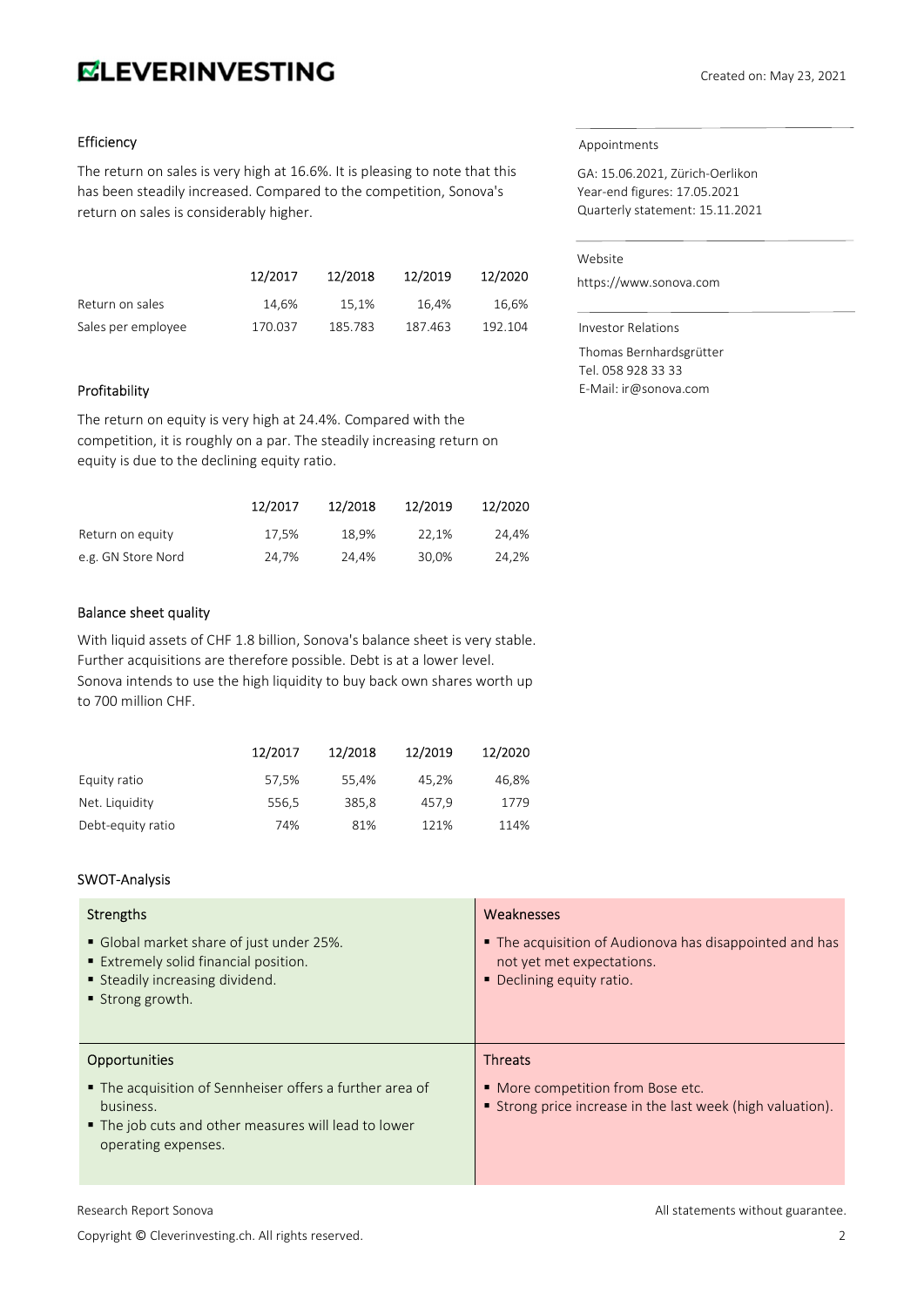## Efficiency

The return on sales is very high at 16.6%. It is pleasing to note that this has been steadily increased. Compared to the competition, Sonova's return on sales is considerably higher.

| | 12/2017 | 12/2018 | 12/2019 | 12/2020 |
|---|---|---|---|---|
| Return on sales | 14,6% | 15,1% | 16,4% | 16,6% |
| Sales per employee | 170.037 | 185.783 | 187.463 | 192.104 |

## Profitability

The return on equity is very high at 24.4%. Compared with the competition, it is roughly on a par. The steadily increasing return on equity is due to the declining equity ratio.

| | 12/2017 | 12/2018 | 12/2019 | 12/2020 |
|---|---|---|---|---|
| Return on equity | 17,5% | 18,9% | 22,1% | 24,4% |
| e.g. GN Store Nord | 24,7% | 24,4% | 30,0% | 24,2% |

## Balance sheet quality

With liquid assets of CHF 1.8 billion, Sonova's balance sheet is very stable. Further acquisitions are therefore possible. Debt is at a lower level. Sonova intends to use the high liquidity to buy back own shares worth up to 700 million CHF.

| | 12/2017 | 12/2018 | 12/2019 | 12/2020 |
|---|---|---|---|---|
| Equity ratio | 57,5% | 55,4% | 45,2% | 46,8% |
| Net. Liquidity | 556,5 | 385,8 | 457,9 | 1779 |
| Debt-equity ratio | 74% | 81% | 121% | 114% |

Appointments

GA: 15.06.2021, Zürich-Oerlikon
Year-end figures: 17.05.2021
Quarterly statement: 15.11.2021

Website

https://www.sonova.com

Investor Relations

Thomas Bernhardsgrütter
Tel. 058 928 33 33
E-Mail: ir@sonova.com

## SWOT-Analysis

| Strengths | Weaknesses |
|---|---|
| ▪ Global market share of just under 25%.<br>▪ Extremely solid financial position.<br>▪ Steadily increasing dividend.<br>▪ Strong growth. | ▪ The acquisition of Audionova has disappointed and has not yet met expectations.<br>▪ Declining equity ratio. |
| **Opportunities** | **Threats** |
| ▪ The acquisition of Sennheiser offers a further area of business.<br>▪ The job cuts and other measures will lead to lower operating expenses. | ▪ More competition from Bose etc.<br>▪ Strong price increase in the last week (high valuation). |

Research Report Sonova

All statements without guarantee.

Copyright © Cleverinvesting.ch. All rights reserved.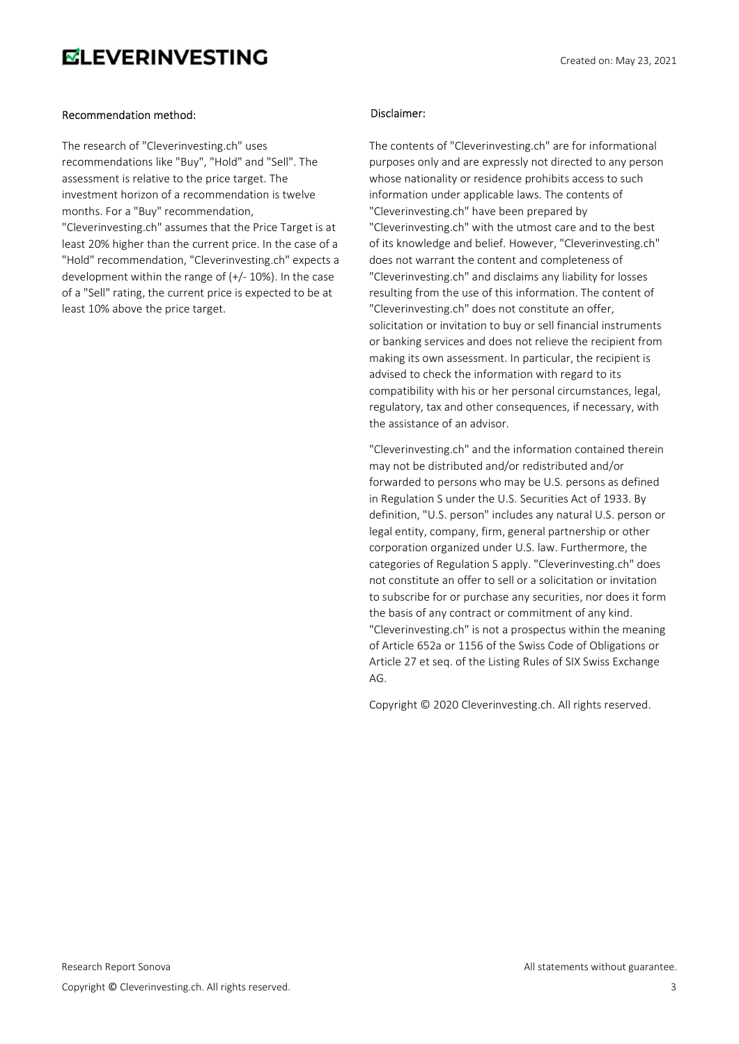## Recommendation method:

The research of "Cleverinvesting.ch" uses recommendations like "Buy", "Hold" and "Sell". The assessment is relative to the price target. The investment horizon of a recommendation is twelve months. For a "Buy" recommendation, "Cleverinvesting.ch" assumes that the Price Target is at least 20% higher than the current price. In the case of a "Hold" recommendation, "Cleverinvesting.ch" expects a development within the range of (+/- 10%). In the case of a "Sell" rating, the current price is expected to be at least 10% above the price target.

## Disclaimer:

The contents of "Cleverinvesting.ch" are for informational purposes only and are expressly not directed to any person whose nationality or residence prohibits access to such information under applicable laws. The contents of "Cleverinvesting.ch" have been prepared by "Cleverinvesting.ch" with the utmost care and to the best of its knowledge and belief. However, "Cleverinvesting.ch" does not warrant the content and completeness of "Cleverinvesting.ch" and disclaims any liability for losses resulting from the use of this information. The content of "Cleverinvesting.ch" does not constitute an offer, solicitation or invitation to buy or sell financial instruments or banking services and does not relieve the recipient from making its own assessment. In particular, the recipient is advised to check the information with regard to its compatibility with his or her personal circumstances, legal, regulatory, tax and other consequences, if necessary, with the assistance of an advisor.

"Cleverinvesting.ch" and the information contained therein may not be distributed and/or redistributed and/or forwarded to persons who may be U.S. persons as defined in Regulation S under the U.S. Securities Act of 1933. By definition, "U.S. person" includes any natural U.S. person or legal entity, company, firm, general partnership or other corporation organized under U.S. law. Furthermore, the categories of Regulation S apply. "Cleverinvesting.ch" does not constitute an offer to sell or a solicitation or invitation to subscribe for or purchase any securities, nor does it form the basis of any contract or commitment of any kind. "Cleverinvesting.ch" is not a prospectus within the meaning of Article 652a or 1156 of the Swiss Code of Obligations or Article 27 et seq. of the Listing Rules of SIX Swiss Exchange AG.

Copyright © 2020 Cleverinvesting.ch. All rights reserved.